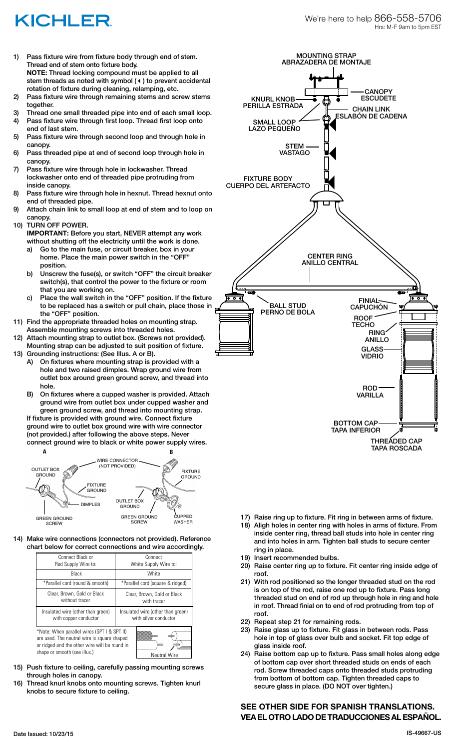# KICHLER

We're here to help 866-558-5706
Hrs: M-F 9am to 5pm EST

1) Pass fixture wire from fixture body through end of stem. Thread end of stem onto fixture body.
   **NOTE:** Thread locking compound must be applied to all stem threads as noted with symbol ( ◂ ) to prevent accidental rotation of fixture during cleaning, relamping, etc.
2) Pass fixture wire through remaining stems and screw stems together.
3) Thread one small threaded pipe into end of each small loop.
4) Pass fixture wire through first loop. Thread first loop onto end of last stem.
5) Pass fixture wire through second loop and through hole in canopy.
6) Pass threaded pipe at end of second loop through hole in canopy.
7) Pass fixture wire through hole in lockwasher. Thread lockwasher onto end of threaded pipe protruding from inside canopy.
8) Pass fixture wire through hole in hexnut. Thread hexnut onto end of threaded pipe.
9) Attach chain link to small loop at end of stem and to loop on canopy.
10) TURN OFF POWER.
    **IMPORTANT:** Before you start, NEVER attempt any work without shutting off the electricity until the work is done.
    a) Go to the main fuse, or circuit breaker, box in your home. Place the main power switch in the "OFF" position.
    b) Unscrew the fuse(s), or switch "OFF" the circuit breaker switch(s), that control the power to the fixture or room that you are working on.
    c) Place the wall switch in the "OFF" position. If the fixture to be replaced has a switch or pull chain, place those in the "OFF" position.
11) Find the appropriate threaded holes on mounting strap. Assemble mounting screws into threaded holes.
12) Attach mounting strap to outlet box. (Screws not provided). Mounting strap can be adjusted to suit position of fixture.
13) Grounding instructions: (See Illus. A or B).
    A) On fixtures where mounting strap is provided with a hole and two raised dimples. Wrap ground wire from outlet box around green ground screw, and thread into hole.
    B) On fixtures where a cupped washer is provided. Attach ground wire from outlet box under cupped washer and green ground screw, and thread into mounting strap.
    If fixture is provided with ground wire. Connect fixture ground wire to outlet box ground wire with wire connector (not provided.) after following the above steps. Never connect ground wire to black or white power supply wires.

A: OUTLET BOX GROUND, WIRE CONNECTOR (NOT PROVIDED), FIXTURE GROUND, DIMPLES, GREEN GROUND SCREW
B: FIXTURE GROUND, OUTLET BOX GROUND, GREEN GROUND SCREW, CUPPED WASHER

14) Make wire connections (connectors not provided). Reference chart below for correct connections and wire accordingly.

| Connect Black or Red Supply Wire to: | Connect White Supply Wire to: |
|---|---|
| Black | White |
| *Parallel cord (round & smooth) | *Parallel cord (square & ridged) |
| Clear, Brown, Gold or Black without tracer | Clear, Brown, Gold or Black with tracer |
| Insulated wire (other than green) with copper conductor | Insulated wire (other than green) with silver conductor |

*Note: When parallel wires (SPT I & SPT II) are used. The neutral wire is square shaped or ridged and the other wire will be round in shape or smooth (see illus.)

Neutral Wire

15) Push fixture to ceiling, carefully passing mounting screws through holes in canopy.
16) Thread knurl knobs onto mounting screws. Tighten knurl knobs to secure fixture to ceiling.

MOUNTING STRAP / ABRAZADERA DE MONTAJE
CANOPY / ESCUDETE
KNURL KNOB / PERILLA ESTRADA
CHAIN LINK / ESLABÓN DE CADENA
SMALL LOOP / LAZO PEQUEÑO
STEM / VASTAGO
FIXTURE BODY / CUERPO DEL ARTEFACTO
CENTER RING / ANILLO CENTRAL
BALL STUD / PERNO DE BOLA
FINIAL / CAPUCHÓN
ROOF / TECHO
RING / ANILLO
GLASS / VIDRIO
ROD / VARILLA
BOTTOM CAP / TAPA INFERIOR
THREADED CAP / TAPA ROSCADA

17) Raise ring up to fixture. Fit ring in between arms of fixture.
18) Aligh holes in center ring with holes in arms of fixture. From inside center ring, thread ball studs into hole in center ring and into holes in arm. Tighten ball studs to secure center ring in place.
19) Insert recommended bulbs.
20) Raise center ring up to fixture. Fit center ring inside edge of roof.
21) With rod positioned so the longer threaded stud on the rod is on top of the rod, raise one rod up to fixture. Pass long threaded stud on end of rod up through hole in ring and hole in roof. Thread finial on to end of rod protruding from top of roof.
22) Repeat step 21 for remaining rods.
23) Raise glass up to fixture. Fit glass in between rods. Pass hole in top of glass over bulb and socket. Fit top edge of glass inside roof.
24) Raise bottom cap up to fixture. Pass small holes along edge of bottom cap over short threaded studs on ends of each rod. Screw threaded caps onto threaded studs protruding from bottom of bottom cap. Tighten threaded caps to secure glass in place. (DO NOT over tighten.)

**SEE OTHER SIDE FOR SPANISH TRANSLATIONS.**
**VEA EL OTRO LADO DE TRADUCCIONES AL ESPAÑOL.**

Date Issued: 10/23/15

IS-49667-US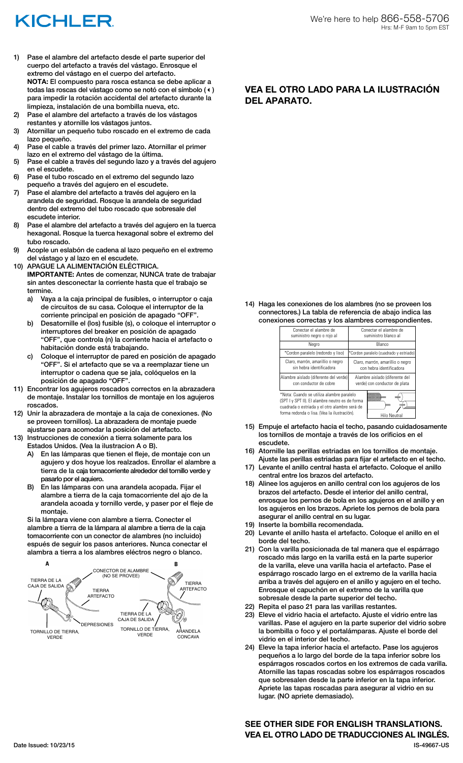# KICHLER

We're here to help 866-558-5706
Hrs: M-F 9am to 5pm EST

1) Pase el alambre del artefacto desde el parte superior del cuerpo del artefacto a través del vástago. Enrosque el extremo del vástago en el cuerpo del artefacto.
   **NOTA:** El compuesto para rosca estanca se debe aplicar a todas las roscas del vástago como se notó con el símbolo (◂) para impedir la rotación accidental del artefacto durante la limpieza, instalación de una bombilla nueva, etc.
2) Pase el alambre del artefacto a través de los vástagos restantes y atornille los vástagos juntos.
3) Atornillar un pequeño tubo roscado en el extremo de cada lazo pequeño.
4) Pase el cable a través del primer lazo. Atornillar el primer lazo en el extremo del vástago de la última.
5) Pase el cable a través del segundo lazo y a través del agujero en el escudete.
6) Pase el tubo roscado en el extremo del segundo lazo pequeño a través del agujero en el escudete.
7) Pase el alambre del artefacto a través del agujero en la arandela de seguridad. Rosque la arandela de seguridad dentro del extremo del tubo roscado que sobresale del escudete interior.
8) Pase el alambre del artefacto a través del agujero en la tuerca hexagonal. Rosque la tuerca hexagonal sobre el extremo del tubo roscado.
9) Acople un eslabón de cadena al lazo pequeño en el extremo del vástago y al lazo en el escudete.
10) APAGUE LA ALIMENTACIÓN ELÉCTRICA.
    **IMPORTANTE:** Antes de comenzar, NUNCA trate de trabajar sin antes desconectar la corriente hasta que el trabajo se termine.
    a) Vaya a la caja principal de fusibles, o interruptor o caja de circuitos de su casa. Coloque el interruptor de la corriente principal en posición de apagado "OFF".
    b) Desatornille el (los) fusible (s), o coloque el interruptor o interruptores del breaker en posición de apagado "OFF", que controla (n) la corriente hacia el artefacto o habitación donde está trabajando.
    c) Coloque el interruptor de pared en posición de apagado "OFF". Si el artefacto que se va a reemplazar tiene un interruptor o cadena que se jala, colóquelos en la posición de apagado "OFF".
11) Encontrar los agujeros roscados correctos en la abrazadera de montaje. Instalar los tornillos de montaje en los agujeros roscados.
12) Unir la abrazadera de montaje a la caja de conexiones. (No se proveen tornillos). La abrazadera de montaje puede ajustarse para acomodar la posición del artefacto.
13) Instrucciones de conexión a tierra solamente para los Estados Unidos. (Vea la ilustracion A o B).
    A) En las lámparas que tienen el fleje, de montaje con un agujero y dos hoyue los realzados. Enrollar el alambre a tierra de la caja tomacorriente alrededor del tornillo verde y pasarlo por el aquiero.
    B) En las lámparas con una arandela acopada. Fijar el alambre a tierra de la caja tomacorriente del ajo de la arandela acoada y tornillo verde, y paser por el fleje de montaje.

    Si la lámpara viene con alambre a tierra. Conecter el alambre a tierra de la lámpara al alambre a tierra de la caja tomacorriente con un conector de alambres (no incluido) espués de seguir los pasos anteriores. Nunca conectar el alambra a tierra a los alambres eléctros negro o blanco.

A
CONECTOR DE ALAMBRE (NO SE PROVEE)
TIERRA DE LA CAJA DE SALIDA
TIERRA ARTEFACTO
DEPRESIONES
TORNILLO DE TIERRA, VERDE

B
TIERRA ARTEFACTO
TIERRA DE LA CAJA DE SALIDA
TORNILLO DE TIERRA, VERDE
ARANDELA CONCAVA

## VEA EL OTRO LADO PARA LA ILUSTRACIÓN DEL APARATO.

14) Haga les conexiones de los alambres (no se proveen los connectores.) La tabla de referencia de abajo indica las conexiones correctas y los alambres correspondientes.

| Conectar el alambre de suministro negro o rojo al | Conectar el alambre de suministro blanco al |
|---|---|
| Negro | Blanco |
| *Cordon paralelo (redondo y liso) | *Cordon paralelo (cuadrado y estriado) |
| Claro, marrón, amarillo o negro sin hebra identificadora | Claro, marrón, amarillo o negro con hebra identificadora |
| Alambre aislado (diferente del verde) con conductor de cobre | Alambre aislado (diferente del verde) con conductor de plata |

*Nota: Cuando se utiliza alambre paralelo (SPT I y SPT II). El alambre neutro es de forma cuadrada o estriada y el otro alambre será de forma redonda o lisa. (Vea la ilustración).

Hilo Neutral

15) Empuje el artefacto hacia el techo, pasando cuidadosamente los tornillos de montaje a través de los orificios en el escudete.
16) Atornille las perillas estriadas en los tornillos de montaje. Ajuste las perillas estriadas para fijar el artefacto en el techo.
17) Levante el anillo central hasta el artefacto. Coloque el anillo central entre los brazos del artefacto.
18) Alinee los agujeros en anillo central con los agujeros de los brazos del artefacto. Desde el interior del anillo central, enrosque los pernos de bola en los agujeros en el anillo y en los agujeros en los brazos. Apriete los pernos de bola para asegurar el anillo central en su lugar.
19) Inserte la bombilla recomendada.
20) Levante el anillo hasta el artefacto. Coloque el anillo en el borde del techo.
21) Con la varilla posicionada de tal manera que el espárrago roscado más largo en la varilla está en la parte superior de la varilla, eleve una varilla hacia el artefacto. Pase el espárrago roscado largo en el extremo de la varilla hacia arriba a través del agujero en el anillo y agujero en el techo. Enrosque el capuchón en el extremo de la varilla que sobresale desde la parte superior del techo.
22) Repita el paso 21 para las varillas restantes.
23) Eleve el vidrio hacia el artefacto. Ajuste el vidrio entre las varillas. Pase el agujero en la parte superior del vidrio sobre la bombilla o foco y el portalámparas. Ajuste el borde del vidrio en el interior del techo.
24) Eleve la tapa inferior hacia el artefacto. Pase los agujeros pequeños a lo largo del borde de la tapa inferior sobre los espárragos roscados cortos en los extremos de cada varilla. Atornille las tapas roscadas sobre los espárragos roscados que sobresalen desde la parte inferior en la tapa inferior. Apriete las tapas roscadas para asegurar al vidrio en su lugar. (NO apriete demasiado).

**SEE OTHER SIDE FOR ENGLISH TRANSLATIONS.**
**VEA EL OTRO LADO DE TRADUCCIONES AL INGLÉS.**

Date Issued: 10/23/15

IS-49667-US